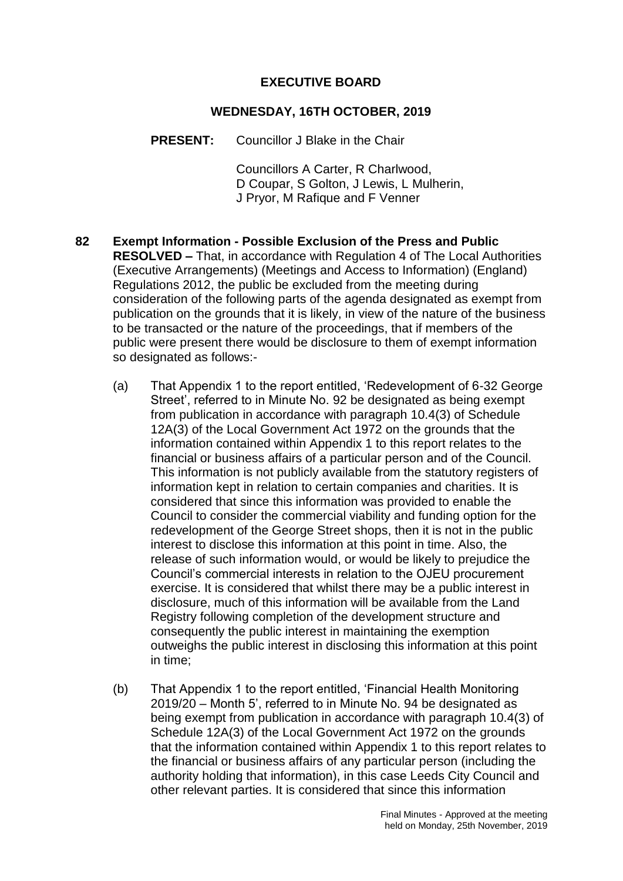# EXECUTIVE BOARD

## WEDNESDAY, 16TH OCTOBER, 2019

**PRESENT:** Councillor J Blake in the Chair

Councillors A Carter, R Charlwood, D Coupar, S Golton, J Lewis, L Mulherin, J Pryor, M Rafique and F Venner

**82 Exempt Information - Possible Exclusion of the Press and Public**

**RESOLVED –** That, in accordance with Regulation 4 of The Local Authorities (Executive Arrangements) (Meetings and Access to Information) (England) Regulations 2012, the public be excluded from the meeting during consideration of the following parts of the agenda designated as exempt from publication on the grounds that it is likely, in view of the nature of the business to be transacted or the nature of the proceedings, that if members of the public were present there would be disclosure to them of exempt information so designated as follows:-

(a) That Appendix 1 to the report entitled, 'Redevelopment of 6-32 George Street', referred to in Minute No. 92 be designated as being exempt from publication in accordance with paragraph 10.4(3) of Schedule 12A(3) of the Local Government Act 1972 on the grounds that the information contained within Appendix 1 to this report relates to the financial or business affairs of a particular person and of the Council. This information is not publicly available from the statutory registers of information kept in relation to certain companies and charities. It is considered that since this information was provided to enable the Council to consider the commercial viability and funding option for the redevelopment of the George Street shops, then it is not in the public interest to disclose this information at this point in time. Also, the release of such information would, or would be likely to prejudice the Council's commercial interests in relation to the OJEU procurement exercise. It is considered that whilst there may be a public interest in disclosure, much of this information will be available from the Land Registry following completion of the development structure and consequently the public interest in maintaining the exemption outweighs the public interest in disclosing this information at this point in time;

(b) That Appendix 1 to the report entitled, 'Financial Health Monitoring 2019/20 – Month 5', referred to in Minute No. 94 be designated as being exempt from publication in accordance with paragraph 10.4(3) of Schedule 12A(3) of the Local Government Act 1972 on the grounds that the information contained within Appendix 1 to this report relates to the financial or business affairs of any particular person (including the authority holding that information), in this case Leeds City Council and other relevant parties. It is considered that since this information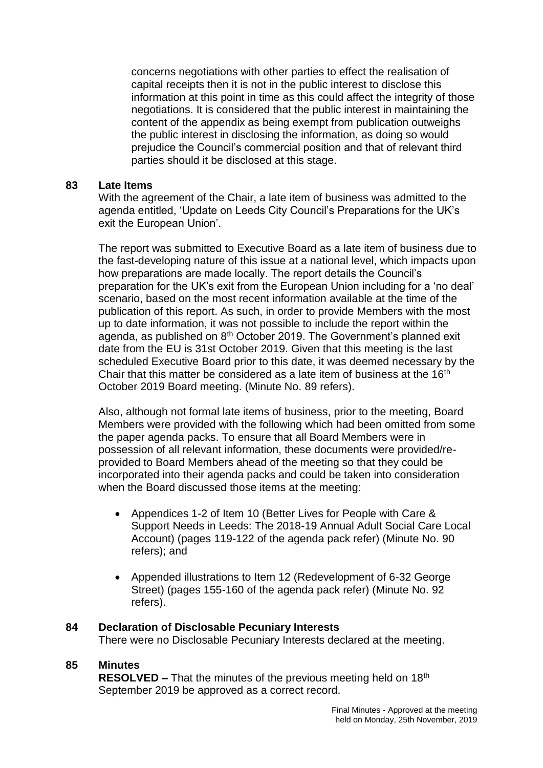concerns negotiations with other parties to effect the realisation of capital receipts then it is not in the public interest to disclose this information at this point in time as this could affect the integrity of those negotiations. It is considered that the public interest in maintaining the content of the appendix as being exempt from publication outweighs the public interest in disclosing the information, as doing so would prejudice the Council's commercial position and that of relevant third parties should it be disclosed at this stage.

## 83 Late Items

With the agreement of the Chair, a late item of business was admitted to the agenda entitled, 'Update on Leeds City Council's Preparations for the UK's exit the European Union'.

The report was submitted to Executive Board as a late item of business due to the fast-developing nature of this issue at a national level, which impacts upon how preparations are made locally. The report details the Council's preparation for the UK's exit from the European Union including for a 'no deal' scenario, based on the most recent information available at the time of the publication of this report. As such, in order to provide Members with the most up to date information, it was not possible to include the report within the agenda, as published on 8th October 2019. The Government's planned exit date from the EU is 31st October 2019. Given that this meeting is the last scheduled Executive Board prior to this date, it was deemed necessary by the Chair that this matter be considered as a late item of business at the 16th October 2019 Board meeting. (Minute No. 89 refers).

Also, although not formal late items of business, prior to the meeting, Board Members were provided with the following which had been omitted from some the paper agenda packs. To ensure that all Board Members were in possession of all relevant information, these documents were provided/re-provided to Board Members ahead of the meeting so that they could be incorporated into their agenda packs and could be taken into consideration when the Board discussed those items at the meeting:

- Appendices 1-2 of Item 10 (Better Lives for People with Care & Support Needs in Leeds: The 2018-19 Annual Adult Social Care Local Account) (pages 119-122 of the agenda pack refer) (Minute No. 90 refers); and
- Appended illustrations to Item 12 (Redevelopment of 6-32 George Street) (pages 155-160 of the agenda pack refer) (Minute No. 92 refers).

## 84 Declaration of Disclosable Pecuniary Interests

There were no Disclosable Pecuniary Interests declared at the meeting.

## 85 Minutes

**RESOLVED –** That the minutes of the previous meeting held on 18th September 2019 be approved as a correct record.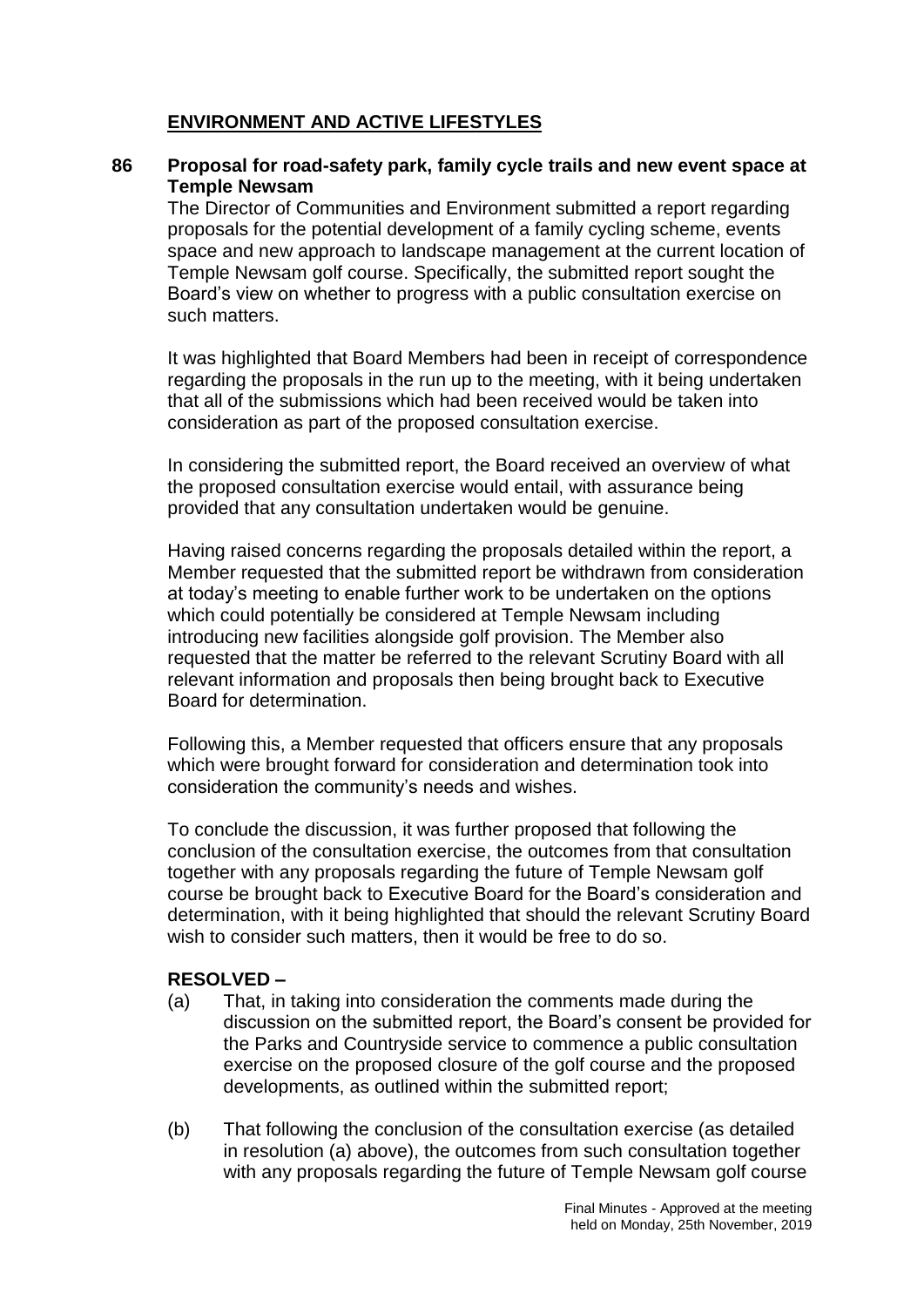## ENVIRONMENT AND ACTIVE LIFESTYLES

### 86 Proposal for road-safety park, family cycle trails and new event space at Temple Newsam

The Director of Communities and Environment submitted a report regarding proposals for the potential development of a family cycling scheme, events space and new approach to landscape management at the current location of Temple Newsam golf course. Specifically, the submitted report sought the Board's view on whether to progress with a public consultation exercise on such matters.

It was highlighted that Board Members had been in receipt of correspondence regarding the proposals in the run up to the meeting, with it being undertaken that all of the submissions which had been received would be taken into consideration as part of the proposed consultation exercise.

In considering the submitted report, the Board received an overview of what the proposed consultation exercise would entail, with assurance being provided that any consultation undertaken would be genuine.

Having raised concerns regarding the proposals detailed within the report, a Member requested that the submitted report be withdrawn from consideration at today's meeting to enable further work to be undertaken on the options which could potentially be considered at Temple Newsam including introducing new facilities alongside golf provision. The Member also requested that the matter be referred to the relevant Scrutiny Board with all relevant information and proposals then being brought back to Executive Board for determination.

Following this, a Member requested that officers ensure that any proposals which were brought forward for consideration and determination took into consideration the community's needs and wishes.

To conclude the discussion, it was further proposed that following the conclusion of the consultation exercise, the outcomes from that consultation together with any proposals regarding the future of Temple Newsam golf course be brought back to Executive Board for the Board's consideration and determination, with it being highlighted that should the relevant Scrutiny Board wish to consider such matters, then it would be free to do so.

**RESOLVED –**

(a) That, in taking into consideration the comments made during the discussion on the submitted report, the Board's consent be provided for the Parks and Countryside service to commence a public consultation exercise on the proposed closure of the golf course and the proposed developments, as outlined within the submitted report;

(b) That following the conclusion of the consultation exercise (as detailed in resolution (a) above), the outcomes from such consultation together with any proposals regarding the future of Temple Newsam golf course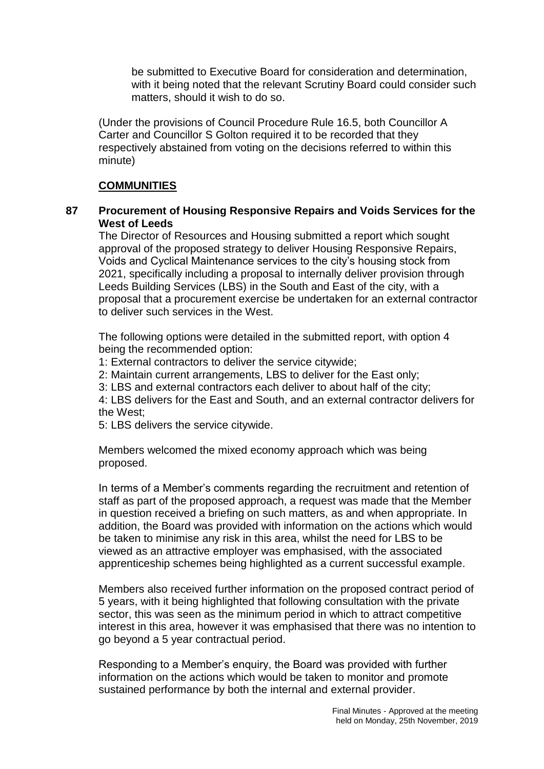be submitted to Executive Board for consideration and determination, with it being noted that the relevant Scrutiny Board could consider such matters, should it wish to do so.

(Under the provisions of Council Procedure Rule 16.5, both Councillor A Carter and Councillor S Golton required it to be recorded that they respectively abstained from voting on the decisions referred to within this minute)

## COMMUNITIES

### 87 Procurement of Housing Responsive Repairs and Voids Services for the West of Leeds

The Director of Resources and Housing submitted a report which sought approval of the proposed strategy to deliver Housing Responsive Repairs, Voids and Cyclical Maintenance services to the city's housing stock from 2021, specifically including a proposal to internally deliver provision through Leeds Building Services (LBS) in the South and East of the city, with a proposal that a procurement exercise be undertaken for an external contractor to deliver such services in the West.

The following options were detailed in the submitted report, with option 4 being the recommended option:

1: External contractors to deliver the service citywide;

2: Maintain current arrangements, LBS to deliver for the East only;

3: LBS and external contractors each deliver to about half of the city;

4: LBS delivers for the East and South, and an external contractor delivers for the West;

5: LBS delivers the service citywide.

Members welcomed the mixed economy approach which was being proposed.

In terms of a Member's comments regarding the recruitment and retention of staff as part of the proposed approach, a request was made that the Member in question received a briefing on such matters, as and when appropriate. In addition, the Board was provided with information on the actions which would be taken to minimise any risk in this area, whilst the need for LBS to be viewed as an attractive employer was emphasised, with the associated apprenticeship schemes being highlighted as a current successful example.

Members also received further information on the proposed contract period of 5 years, with it being highlighted that following consultation with the private sector, this was seen as the minimum period in which to attract competitive interest in this area, however it was emphasised that there was no intention to go beyond a 5 year contractual period.

Responding to a Member's enquiry, the Board was provided with further information on the actions which would be taken to monitor and promote sustained performance by both the internal and external provider.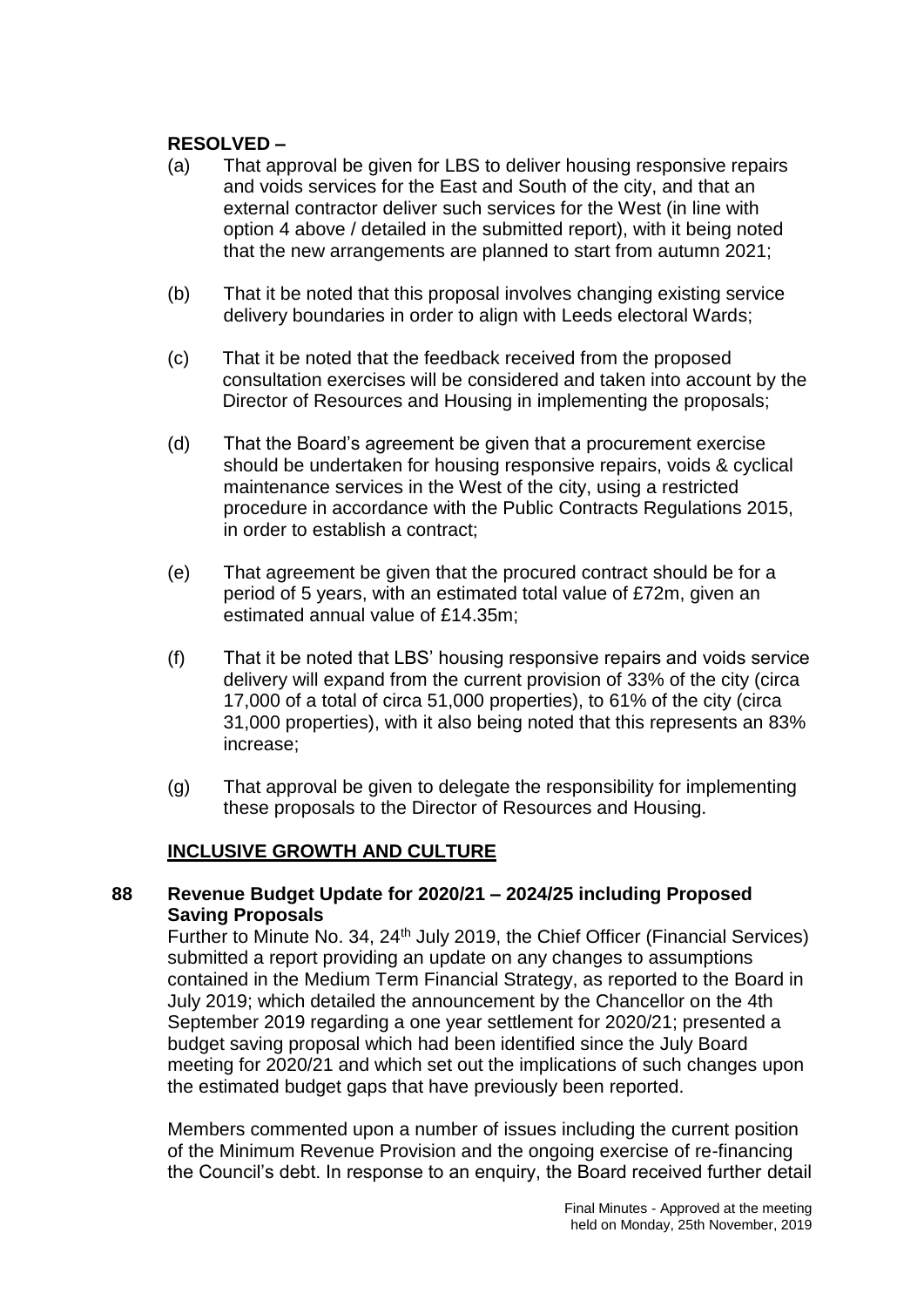**RESOLVED –**

(a) That approval be given for LBS to deliver housing responsive repairs and voids services for the East and South of the city, and that an external contractor deliver such services for the West (in line with option 4 above / detailed in the submitted report), with it being noted that the new arrangements are planned to start from autumn 2021;

(b) That it be noted that this proposal involves changing existing service delivery boundaries in order to align with Leeds electoral Wards;

(c) That it be noted that the feedback received from the proposed consultation exercises will be considered and taken into account by the Director of Resources and Housing in implementing the proposals;

(d) That the Board's agreement be given that a procurement exercise should be undertaken for housing responsive repairs, voids & cyclical maintenance services in the West of the city, using a restricted procedure in accordance with the Public Contracts Regulations 2015, in order to establish a contract;

(e) That agreement be given that the procured contract should be for a period of 5 years, with an estimated total value of £72m, given an estimated annual value of £14.35m;

(f) That it be noted that LBS' housing responsive repairs and voids service delivery will expand from the current provision of 33% of the city (circa 17,000 of a total of circa 51,000 properties), to 61% of the city (circa 31,000 properties), with it also being noted that this represents an 83% increase;

(g) That approval be given to delegate the responsibility for implementing these proposals to the Director of Resources and Housing.

## INCLUSIVE GROWTH AND CULTURE

### 88 Revenue Budget Update for 2020/21 – 2024/25 including Proposed Saving Proposals

Further to Minute No. 34, 24th July 2019, the Chief Officer (Financial Services) submitted a report providing an update on any changes to assumptions contained in the Medium Term Financial Strategy, as reported to the Board in July 2019; which detailed the announcement by the Chancellor on the 4th September 2019 regarding a one year settlement for 2020/21; presented a budget saving proposal which had been identified since the July Board meeting for 2020/21 and which set out the implications of such changes upon the estimated budget gaps that have previously been reported.

Members commented upon a number of issues including the current position of the Minimum Revenue Provision and the ongoing exercise of re-financing the Council's debt. In response to an enquiry, the Board received further detail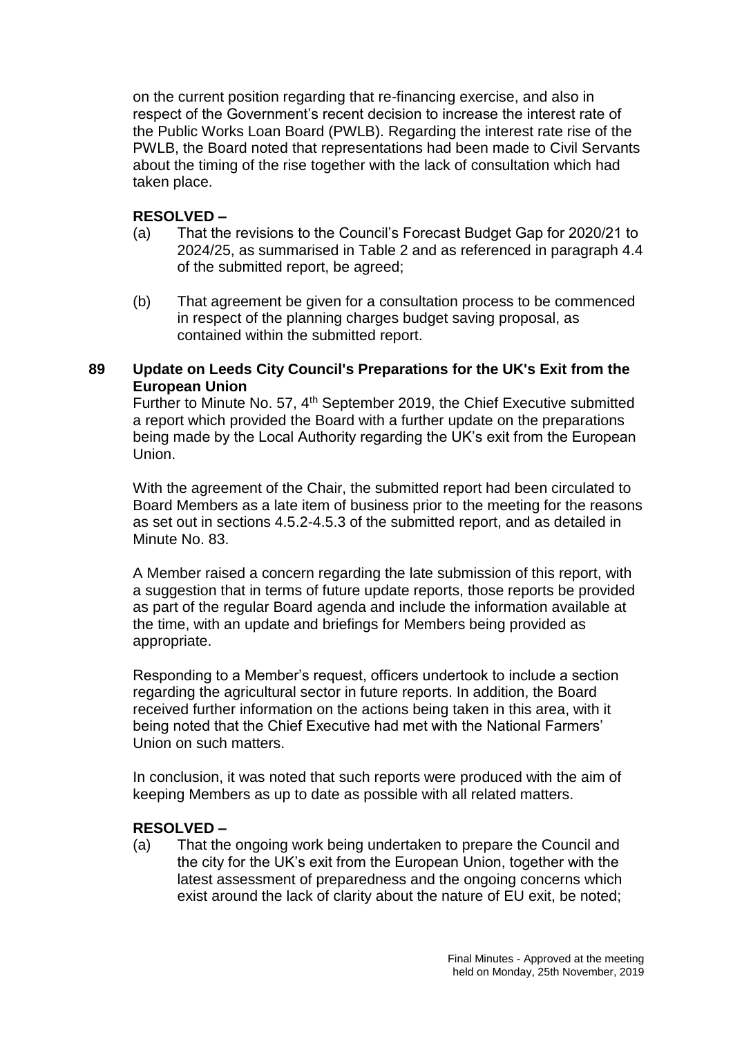on the current position regarding that re-financing exercise, and also in respect of the Government's recent decision to increase the interest rate of the Public Works Loan Board (PWLB). Regarding the interest rate rise of the PWLB, the Board noted that representations had been made to Civil Servants about the timing of the rise together with the lack of consultation which had taken place.

**RESOLVED –**

(a) That the revisions to the Council's Forecast Budget Gap for 2020/21 to 2024/25, as summarised in Table 2 and as referenced in paragraph 4.4 of the submitted report, be agreed;

(b) That agreement be given for a consultation process to be commenced in respect of the planning charges budget saving proposal, as contained within the submitted report.

**89 Update on Leeds City Council's Preparations for the UK's Exit from the European Union**

Further to Minute No. 57, 4th September 2019, the Chief Executive submitted a report which provided the Board with a further update on the preparations being made by the Local Authority regarding the UK's exit from the European Union.

With the agreement of the Chair, the submitted report had been circulated to Board Members as a late item of business prior to the meeting for the reasons as set out in sections 4.5.2-4.5.3 of the submitted report, and as detailed in Minute No. 83.

A Member raised a concern regarding the late submission of this report, with a suggestion that in terms of future update reports, those reports be provided as part of the regular Board agenda and include the information available at the time, with an update and briefings for Members being provided as appropriate.

Responding to a Member's request, officers undertook to include a section regarding the agricultural sector in future reports. In addition, the Board received further information on the actions being taken in this area, with it being noted that the Chief Executive had met with the National Farmers' Union on such matters.

In conclusion, it was noted that such reports were produced with the aim of keeping Members as up to date as possible with all related matters.

**RESOLVED –**

(a) That the ongoing work being undertaken to prepare the Council and the city for the UK's exit from the European Union, together with the latest assessment of preparedness and the ongoing concerns which exist around the lack of clarity about the nature of EU exit, be noted;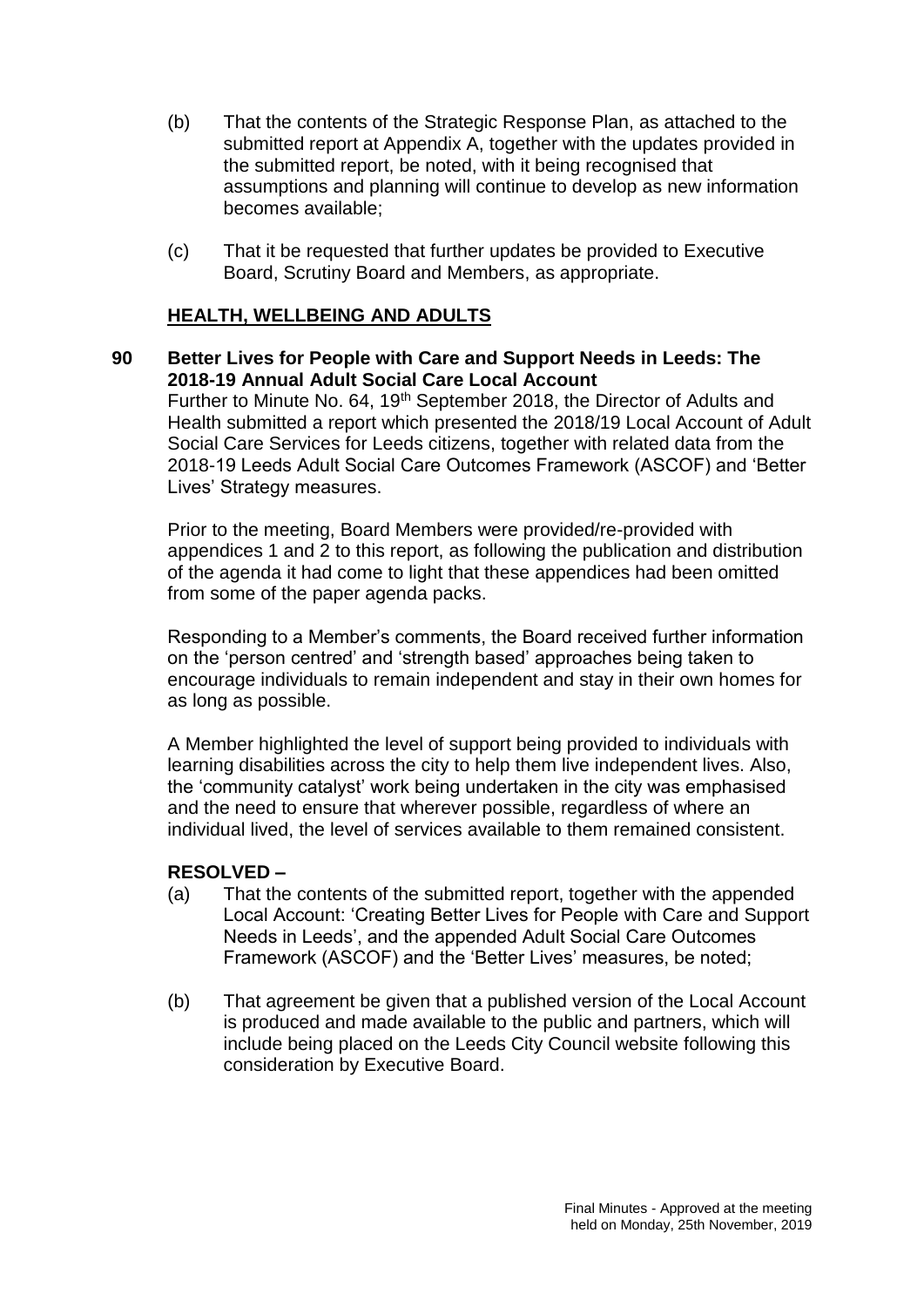(b) That the contents of the Strategic Response Plan, as attached to the submitted report at Appendix A, together with the updates provided in the submitted report, be noted, with it being recognised that assumptions and planning will continue to develop as new information becomes available;

(c) That it be requested that further updates be provided to Executive Board, Scrutiny Board and Members, as appropriate.

## HEALTH, WELLBEING AND ADULTS

**90 Better Lives for People with Care and Support Needs in Leeds: The 2018-19 Annual Adult Social Care Local Account**

Further to Minute No. 64, 19th September 2018, the Director of Adults and Health submitted a report which presented the 2018/19 Local Account of Adult Social Care Services for Leeds citizens, together with related data from the 2018-19 Leeds Adult Social Care Outcomes Framework (ASCOF) and 'Better Lives' Strategy measures.

Prior to the meeting, Board Members were provided/re-provided with appendices 1 and 2 to this report, as following the publication and distribution of the agenda it had come to light that these appendices had been omitted from some of the paper agenda packs.

Responding to a Member's comments, the Board received further information on the 'person centred' and 'strength based' approaches being taken to encourage individuals to remain independent and stay in their own homes for as long as possible.

A Member highlighted the level of support being provided to individuals with learning disabilities across the city to help them live independent lives. Also, the 'community catalyst' work being undertaken in the city was emphasised and the need to ensure that wherever possible, regardless of where an individual lived, the level of services available to them remained consistent.

**RESOLVED –**

(a) That the contents of the submitted report, together with the appended Local Account: 'Creating Better Lives for People with Care and Support Needs in Leeds', and the appended Adult Social Care Outcomes Framework (ASCOF) and the 'Better Lives' measures, be noted;

(b) That agreement be given that a published version of the Local Account is produced and made available to the public and partners, which will include being placed on the Leeds City Council website following this consideration by Executive Board.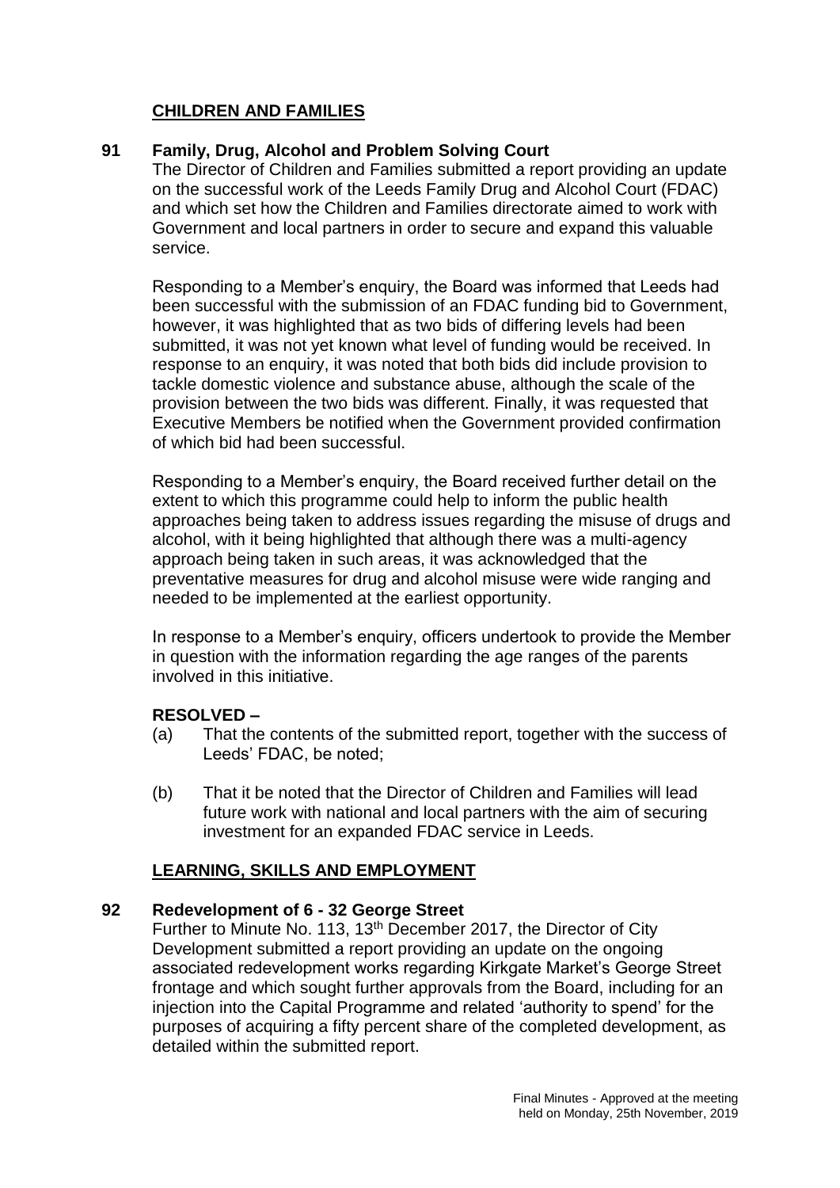## CHILDREN AND FAMILIES

### 91 Family, Drug, Alcohol and Problem Solving Court

The Director of Children and Families submitted a report providing an update on the successful work of the Leeds Family Drug and Alcohol Court (FDAC) and which set how the Children and Families directorate aimed to work with Government and local partners in order to secure and expand this valuable service.

Responding to a Member's enquiry, the Board was informed that Leeds had been successful with the submission of an FDAC funding bid to Government, however, it was highlighted that as two bids of differing levels had been submitted, it was not yet known what level of funding would be received. In response to an enquiry, it was noted that both bids did include provision to tackle domestic violence and substance abuse, although the scale of the provision between the two bids was different. Finally, it was requested that Executive Members be notified when the Government provided confirmation of which bid had been successful.

Responding to a Member's enquiry, the Board received further detail on the extent to which this programme could help to inform the public health approaches being taken to address issues regarding the misuse of drugs and alcohol, with it being highlighted that although there was a multi-agency approach being taken in such areas, it was acknowledged that the preventative measures for drug and alcohol misuse were wide ranging and needed to be implemented at the earliest opportunity.

In response to a Member's enquiry, officers undertook to provide the Member in question with the information regarding the age ranges of the parents involved in this initiative.

**RESOLVED –**

(a) That the contents of the submitted report, together with the success of Leeds' FDAC, be noted;

(b) That it be noted that the Director of Children and Families will lead future work with national and local partners with the aim of securing investment for an expanded FDAC service in Leeds.

## LEARNING, SKILLS AND EMPLOYMENT

### 92 Redevelopment of 6 - 32 George Street

Further to Minute No. 113, 13th December 2017, the Director of City Development submitted a report providing an update on the ongoing associated redevelopment works regarding Kirkgate Market's George Street frontage and which sought further approvals from the Board, including for an injection into the Capital Programme and related 'authority to spend' for the purposes of acquiring a fifty percent share of the completed development, as detailed within the submitted report.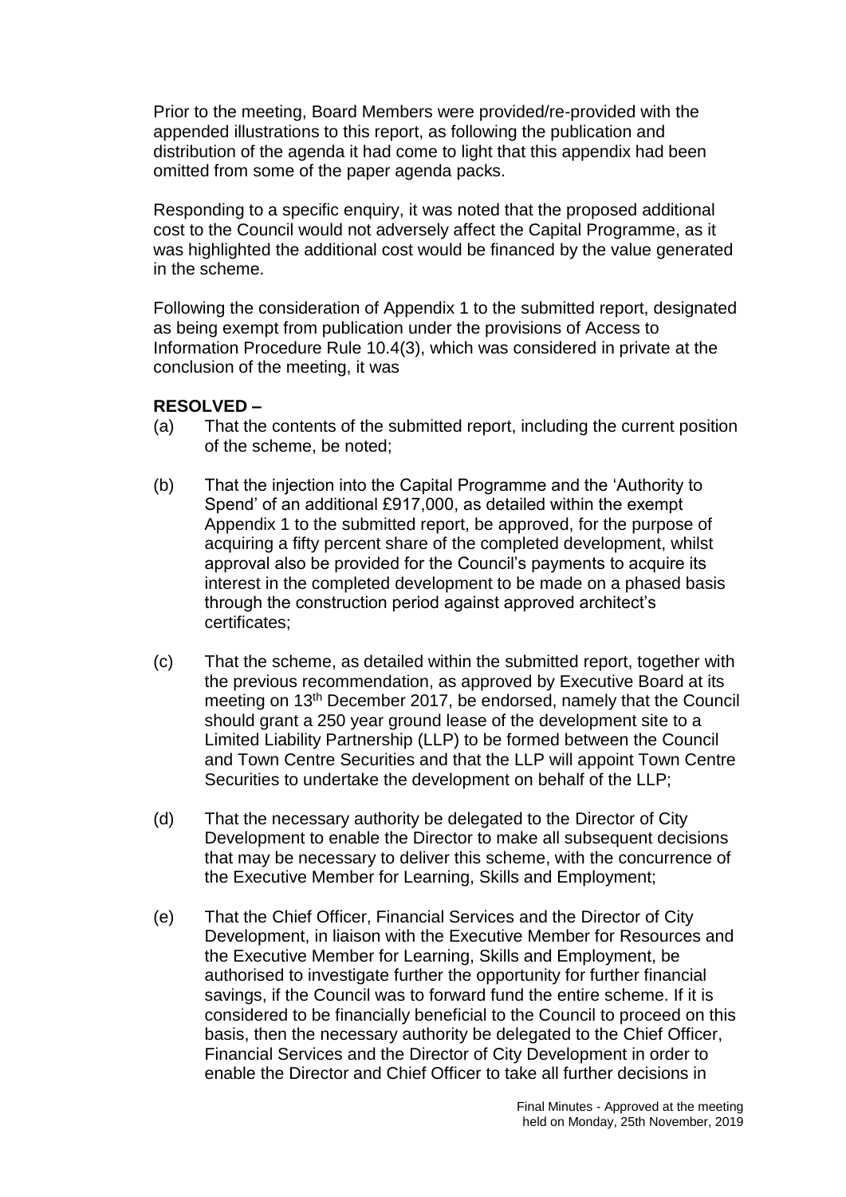Prior to the meeting, Board Members were provided/re-provided with the appended illustrations to this report, as following the publication and distribution of the agenda it had come to light that this appendix had been omitted from some of the paper agenda packs.

Responding to a specific enquiry, it was noted that the proposed additional cost to the Council would not adversely affect the Capital Programme, as it was highlighted the additional cost would be financed by the value generated in the scheme.

Following the consideration of Appendix 1 to the submitted report, designated as being exempt from publication under the provisions of Access to Information Procedure Rule 10.4(3), which was considered in private at the conclusion of the meeting, it was

**RESOLVED –**

(a) That the contents of the submitted report, including the current position of the scheme, be noted;

(b) That the injection into the Capital Programme and the 'Authority to Spend' of an additional £917,000, as detailed within the exempt Appendix 1 to the submitted report, be approved, for the purpose of acquiring a fifty percent share of the completed development, whilst approval also be provided for the Council's payments to acquire its interest in the completed development to be made on a phased basis through the construction period against approved architect's certificates;

(c) That the scheme, as detailed within the submitted report, together with the previous recommendation, as approved by Executive Board at its meeting on 13th December 2017, be endorsed, namely that the Council should grant a 250 year ground lease of the development site to a Limited Liability Partnership (LLP) to be formed between the Council and Town Centre Securities and that the LLP will appoint Town Centre Securities to undertake the development on behalf of the LLP;

(d) That the necessary authority be delegated to the Director of City Development to enable the Director to make all subsequent decisions that may be necessary to deliver this scheme, with the concurrence of the Executive Member for Learning, Skills and Employment;

(e) That the Chief Officer, Financial Services and the Director of City Development, in liaison with the Executive Member for Resources and the Executive Member for Learning, Skills and Employment, be authorised to investigate further the opportunity for further financial savings, if the Council was to forward fund the entire scheme. If it is considered to be financially beneficial to the Council to proceed on this basis, then the necessary authority be delegated to the Chief Officer, Financial Services and the Director of City Development in order to enable the Director and Chief Officer to take all further decisions in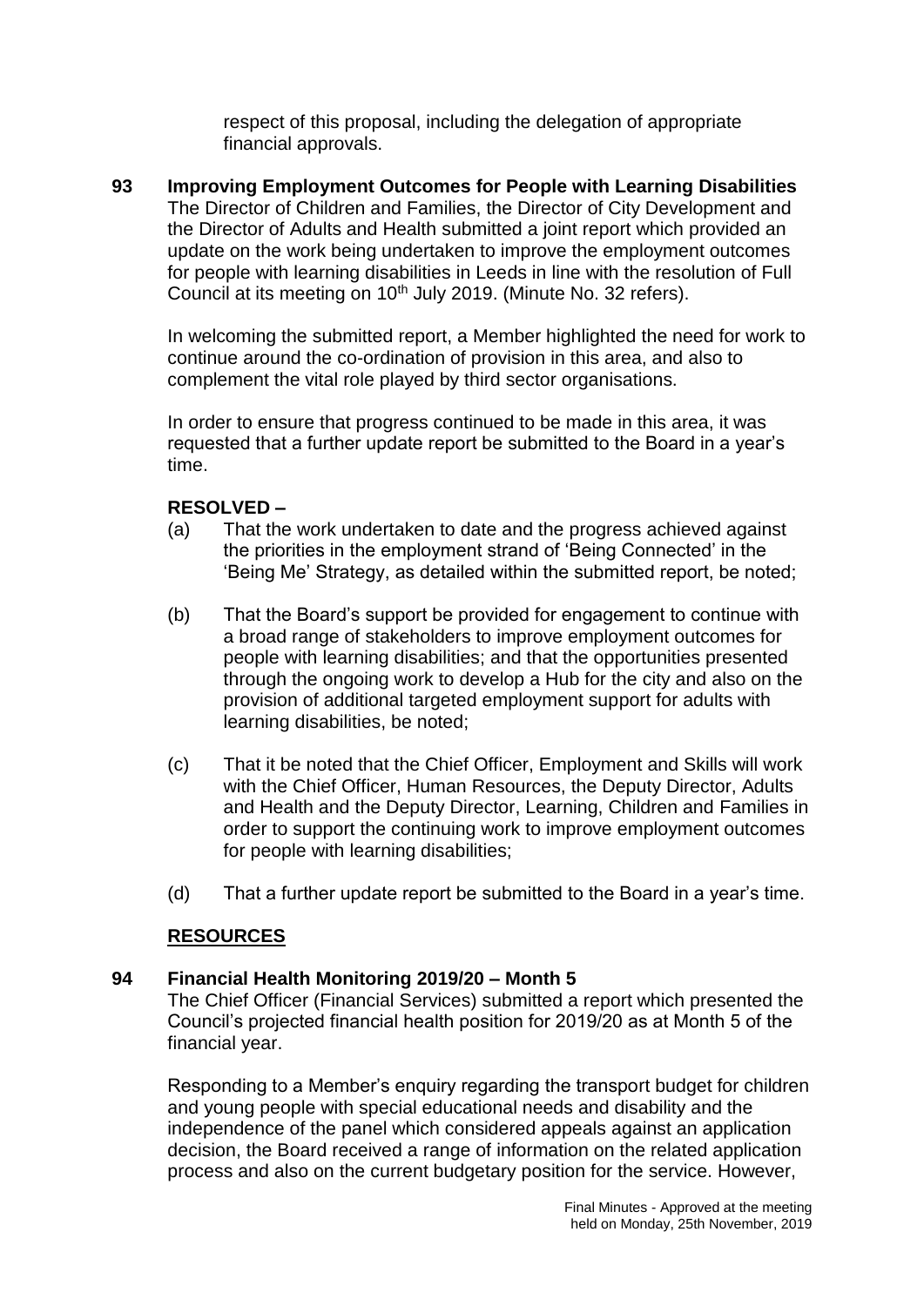respect of this proposal, including the delegation of appropriate financial approvals.

**93 Improving Employment Outcomes for People with Learning Disabilities**

The Director of Children and Families, the Director of City Development and the Director of Adults and Health submitted a joint report which provided an update on the work being undertaken to improve the employment outcomes for people with learning disabilities in Leeds in line with the resolution of Full Council at its meeting on 10th July 2019. (Minute No. 32 refers).

In welcoming the submitted report, a Member highlighted the need for work to continue around the co-ordination of provision in this area, and also to complement the vital role played by third sector organisations.

In order to ensure that progress continued to be made in this area, it was requested that a further update report be submitted to the Board in a year's time.

**RESOLVED –**

(a) That the work undertaken to date and the progress achieved against the priorities in the employment strand of 'Being Connected' in the 'Being Me' Strategy, as detailed within the submitted report, be noted;

(b) That the Board's support be provided for engagement to continue with a broad range of stakeholders to improve employment outcomes for people with learning disabilities; and that the opportunities presented through the ongoing work to develop a Hub for the city and also on the provision of additional targeted employment support for adults with learning disabilities, be noted;

(c) That it be noted that the Chief Officer, Employment and Skills will work with the Chief Officer, Human Resources, the Deputy Director, Adults and Health and the Deputy Director, Learning, Children and Families in order to support the continuing work to improve employment outcomes for people with learning disabilities;

(d) That a further update report be submitted to the Board in a year's time.

## RESOURCES

**94 Financial Health Monitoring 2019/20 – Month 5**

The Chief Officer (Financial Services) submitted a report which presented the Council's projected financial health position for 2019/20 as at Month 5 of the financial year.

Responding to a Member's enquiry regarding the transport budget for children and young people with special educational needs and disability and the independence of the panel which considered appeals against an application decision, the Board received a range of information on the related application process and also on the current budgetary position for the service. However,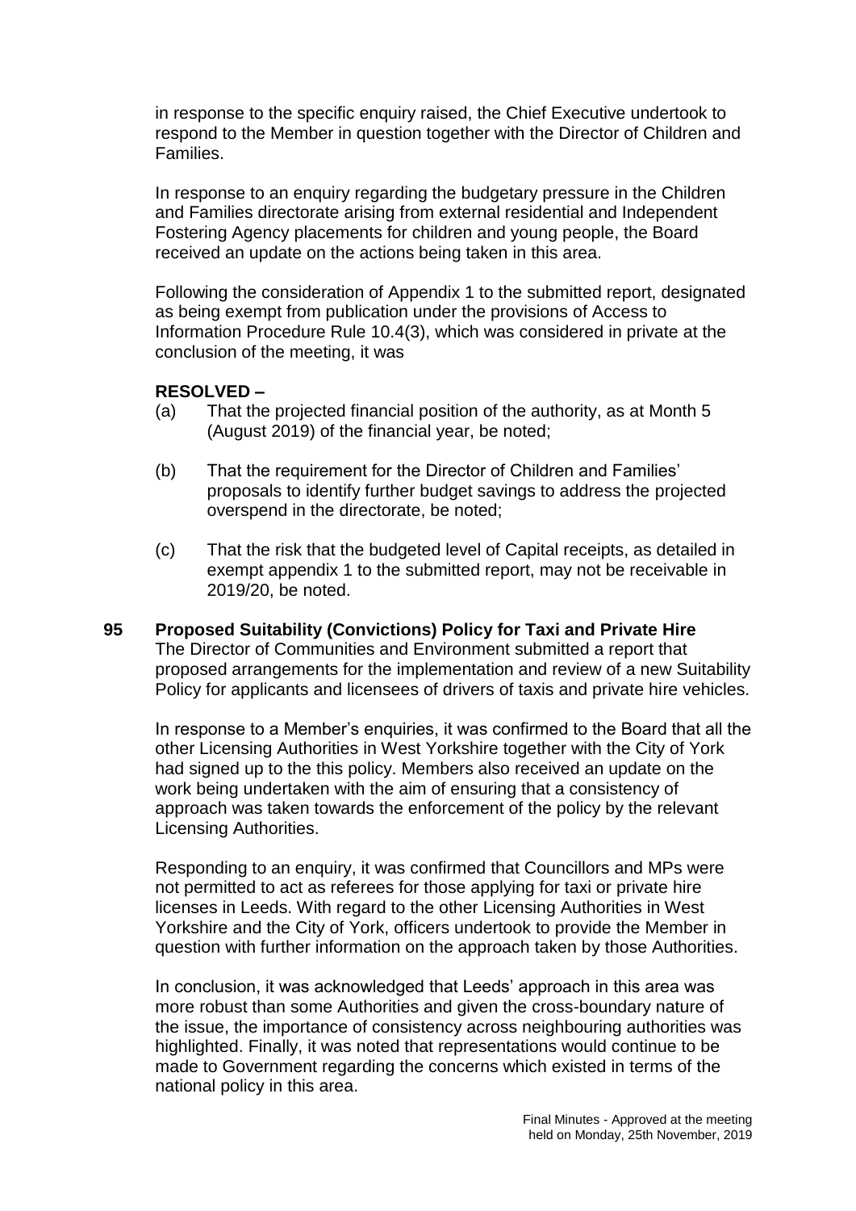in response to the specific enquiry raised, the Chief Executive undertook to respond to the Member in question together with the Director of Children and Families.

In response to an enquiry regarding the budgetary pressure in the Children and Families directorate arising from external residential and Independent Fostering Agency placements for children and young people, the Board received an update on the actions being taken in this area.

Following the consideration of Appendix 1 to the submitted report, designated as being exempt from publication under the provisions of Access to Information Procedure Rule 10.4(3), which was considered in private at the conclusion of the meeting, it was

**RESOLVED –**

(a) That the projected financial position of the authority, as at Month 5 (August 2019) of the financial year, be noted;

(b) That the requirement for the Director of Children and Families' proposals to identify further budget savings to address the projected overspend in the directorate, be noted;

(c) That the risk that the budgeted level of Capital receipts, as detailed in exempt appendix 1 to the submitted report, may not be receivable in 2019/20, be noted.

**95 Proposed Suitability (Convictions) Policy for Taxi and Private Hire**

The Director of Communities and Environment submitted a report that proposed arrangements for the implementation and review of a new Suitability Policy for applicants and licensees of drivers of taxis and private hire vehicles.

In response to a Member's enquiries, it was confirmed to the Board that all the other Licensing Authorities in West Yorkshire together with the City of York had signed up to the this policy. Members also received an update on the work being undertaken with the aim of ensuring that a consistency of approach was taken towards the enforcement of the policy by the relevant Licensing Authorities.

Responding to an enquiry, it was confirmed that Councillors and MPs were not permitted to act as referees for those applying for taxi or private hire licenses in Leeds. With regard to the other Licensing Authorities in West Yorkshire and the City of York, officers undertook to provide the Member in question with further information on the approach taken by those Authorities.

In conclusion, it was acknowledged that Leeds' approach in this area was more robust than some Authorities and given the cross-boundary nature of the issue, the importance of consistency across neighbouring authorities was highlighted. Finally, it was noted that representations would continue to be made to Government regarding the concerns which existed in terms of the national policy in this area.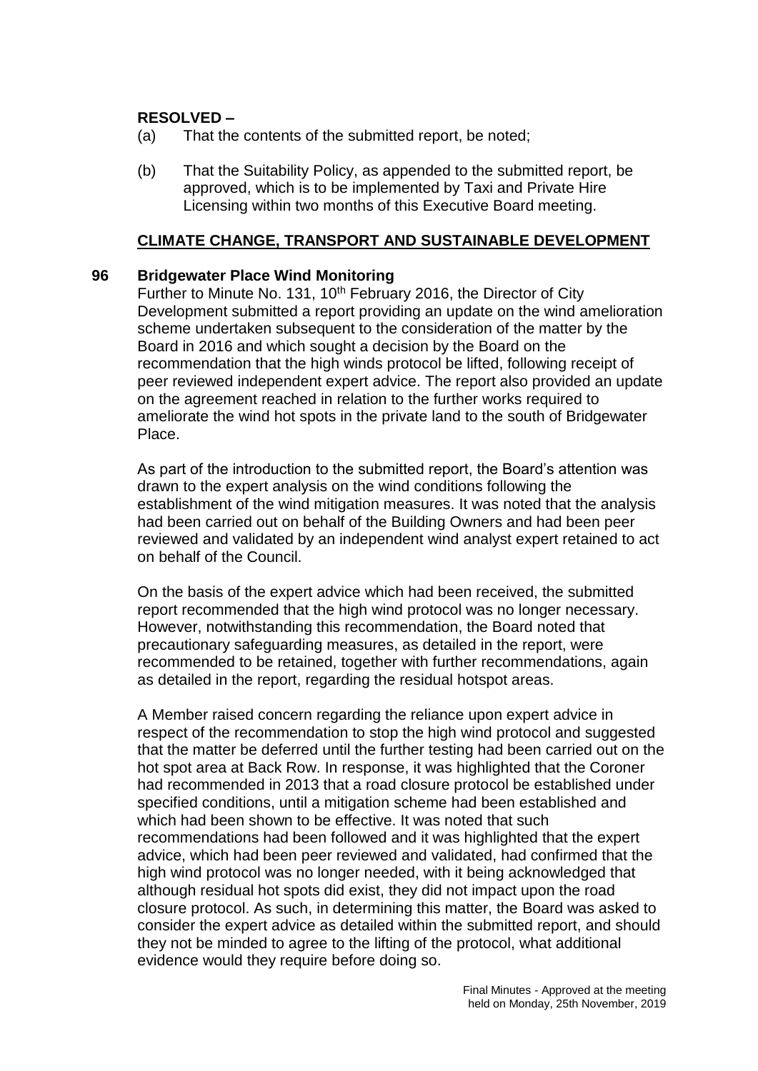**RESOLVED –**

(a) That the contents of the submitted report, be noted;

(b) That the Suitability Policy, as appended to the submitted report, be approved, which is to be implemented by Taxi and Private Hire Licensing within two months of this Executive Board meeting.

## CLIMATE CHANGE, TRANSPORT AND SUSTAINABLE DEVELOPMENT

### 96 Bridgewater Place Wind Monitoring

Further to Minute No. 131, 10th February 2016, the Director of City Development submitted a report providing an update on the wind amelioration scheme undertaken subsequent to the consideration of the matter by the Board in 2016 and which sought a decision by the Board on the recommendation that the high winds protocol be lifted, following receipt of peer reviewed independent expert advice. The report also provided an update on the agreement reached in relation to the further works required to ameliorate the wind hot spots in the private land to the south of Bridgewater Place.

As part of the introduction to the submitted report, the Board's attention was drawn to the expert analysis on the wind conditions following the establishment of the wind mitigation measures. It was noted that the analysis had been carried out on behalf of the Building Owners and had been peer reviewed and validated by an independent wind analyst expert retained to act on behalf of the Council.

On the basis of the expert advice which had been received, the submitted report recommended that the high wind protocol was no longer necessary. However, notwithstanding this recommendation, the Board noted that precautionary safeguarding measures, as detailed in the report, were recommended to be retained, together with further recommendations, again as detailed in the report, regarding the residual hotspot areas.

A Member raised concern regarding the reliance upon expert advice in respect of the recommendation to stop the high wind protocol and suggested that the matter be deferred until the further testing had been carried out on the hot spot area at Back Row. In response, it was highlighted that the Coroner had recommended in 2013 that a road closure protocol be established under specified conditions, until a mitigation scheme had been established and which had been shown to be effective. It was noted that such recommendations had been followed and it was highlighted that the expert advice, which had been peer reviewed and validated, had confirmed that the high wind protocol was no longer needed, with it being acknowledged that although residual hot spots did exist, they did not impact upon the road closure protocol. As such, in determining this matter, the Board was asked to consider the expert advice as detailed within the submitted report, and should they not be minded to agree to the lifting of the protocol, what additional evidence would they require before doing so.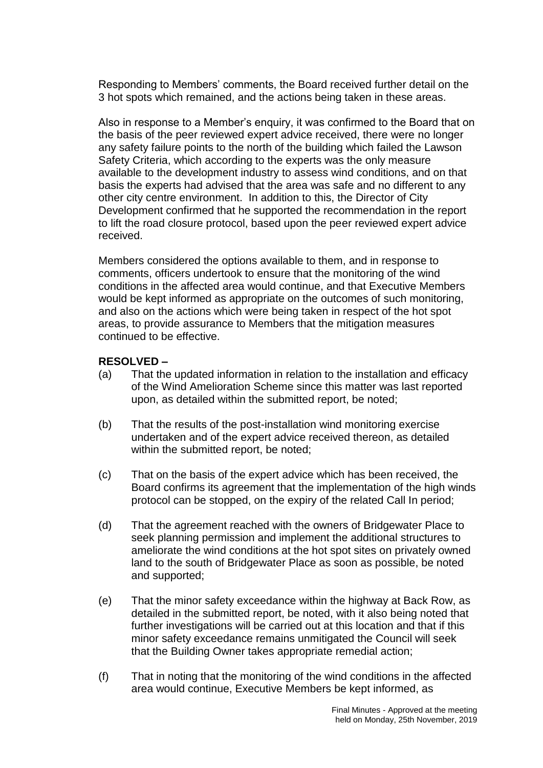Responding to Members' comments, the Board received further detail on the 3 hot spots which remained, and the actions being taken in these areas.

Also in response to a Member's enquiry, it was confirmed to the Board that on the basis of the peer reviewed expert advice received, there were no longer any safety failure points to the north of the building which failed the Lawson Safety Criteria, which according to the experts was the only measure available to the development industry to assess wind conditions, and on that basis the experts had advised that the area was safe and no different to any other city centre environment. In addition to this, the Director of City Development confirmed that he supported the recommendation in the report to lift the road closure protocol, based upon the peer reviewed expert advice received.

Members considered the options available to them, and in response to comments, officers undertook to ensure that the monitoring of the wind conditions in the affected area would continue, and that Executive Members would be kept informed as appropriate on the outcomes of such monitoring, and also on the actions which were being taken in respect of the hot spot areas, to provide assurance to Members that the mitigation measures continued to be effective.

**RESOLVED –**

(a) That the updated information in relation to the installation and efficacy of the Wind Amelioration Scheme since this matter was last reported upon, as detailed within the submitted report, be noted;

(b) That the results of the post-installation wind monitoring exercise undertaken and of the expert advice received thereon, as detailed within the submitted report, be noted;

(c) That on the basis of the expert advice which has been received, the Board confirms its agreement that the implementation of the high winds protocol can be stopped, on the expiry of the related Call In period;

(d) That the agreement reached with the owners of Bridgewater Place to seek planning permission and implement the additional structures to ameliorate the wind conditions at the hot spot sites on privately owned land to the south of Bridgewater Place as soon as possible, be noted and supported;

(e) That the minor safety exceedance within the highway at Back Row, as detailed in the submitted report, be noted, with it also being noted that further investigations will be carried out at this location and that if this minor safety exceedance remains unmitigated the Council will seek that the Building Owner takes appropriate remedial action;

(f) That in noting that the monitoring of the wind conditions in the affected area would continue, Executive Members be kept informed, as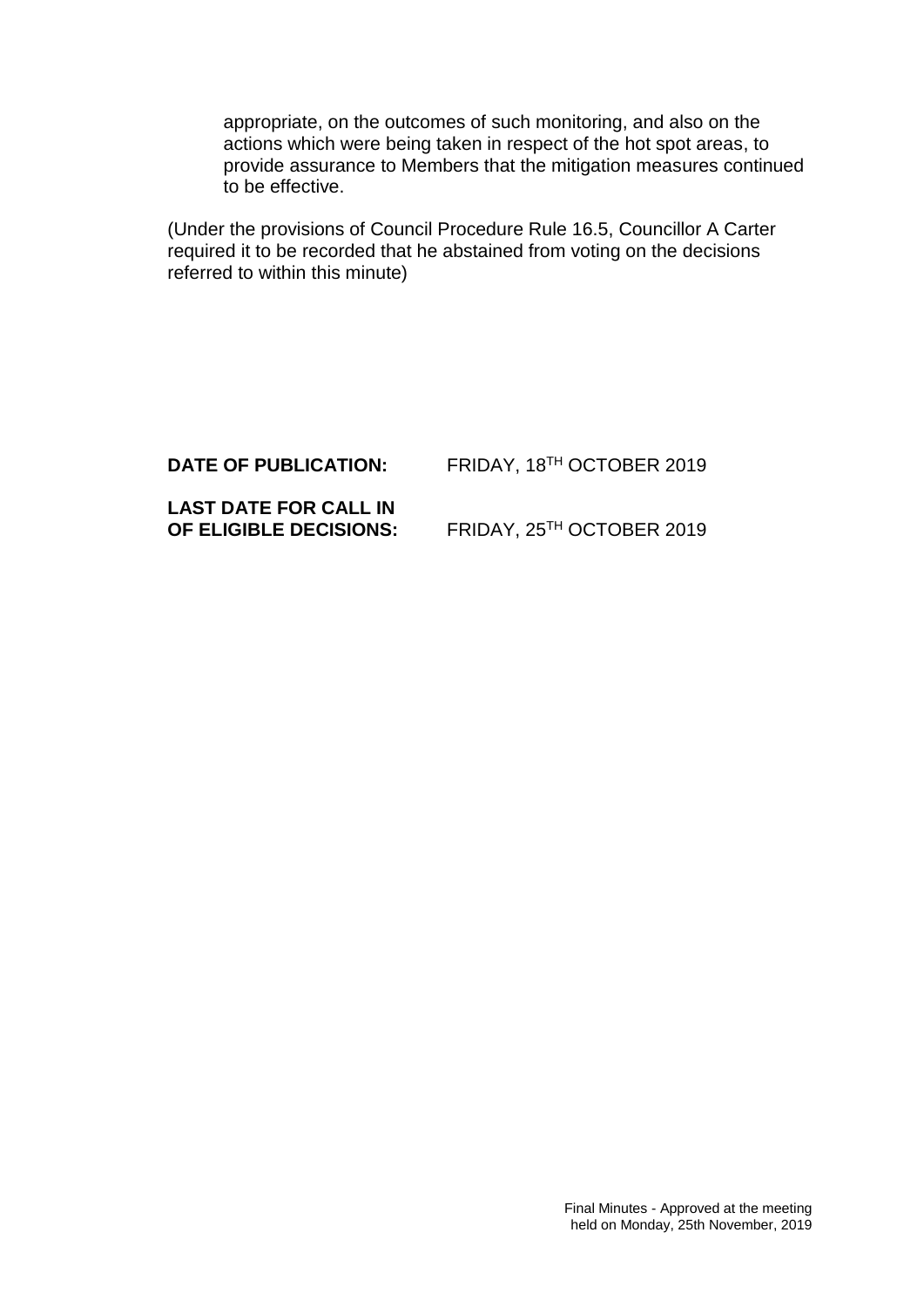appropriate, on the outcomes of such monitoring, and also on the actions which were being taken in respect of the hot spot areas, to provide assurance to Members that the mitigation measures continued to be effective.

(Under the provisions of Council Procedure Rule 16.5, Councillor A Carter required it to be recorded that he abstained from voting on the decisions referred to within this minute)

**DATE OF PUBLICATION:** FRIDAY, 18TH OCTOBER 2019

**LAST DATE FOR CALL IN OF ELIGIBLE DECISIONS:** FRIDAY, 25TH OCTOBER 2019